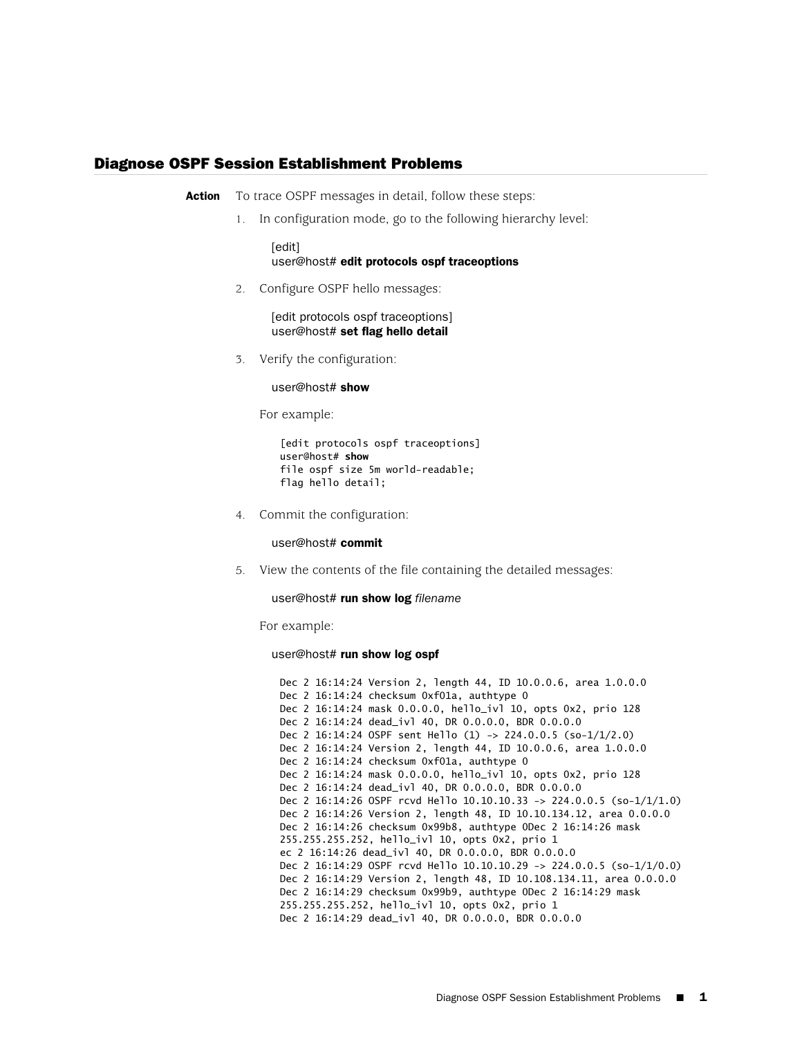## Diagnose OSPF Session Establishment Problems

**Action** To trace OSPF messages in detail, follow these steps:

1. In configuration mode, go to the following hierarchy level:

   ```
   [edit]
   user@host# edit protocols ospf traceoptions
   ```

2. Configure OSPF hello messages:

   ```
   [edit protocols ospf traceoptions]
   user@host# set flag hello detail
   ```

3. Verify the configuration:

   ```
   user@host# show
   ```

   For example:

   ```
   [edit protocols ospf traceoptions]
   user@host# show
   file ospf size 5m world-readable;
   flag hello detail;
   ```

4. Commit the configuration:

   ```
   user@host# commit
   ```

5. View the contents of the file containing the detailed messages:

   user@host# **run show log** *filename*

   For example:

   ```
   user@host# run show log ospf
   ```

   ```
   Dec 2 16:14:24 Version 2, length 44, ID 10.0.0.6, area 1.0.0.0
   Dec 2 16:14:24 checksum 0xf01a, authtype 0
   Dec 2 16:14:24 mask 0.0.0.0, hello_ivl 10, opts 0x2, prio 128
   Dec 2 16:14:24 dead_ivl 40, DR 0.0.0.0, BDR 0.0.0.0
   Dec 2 16:14:24 OSPF sent Hello (1) -> 224.0.0.5 (so-1/1/2.0)
   Dec 2 16:14:24 Version 2, length 44, ID 10.0.0.6, area 1.0.0.0
   Dec 2 16:14:24 checksum 0xf01a, authtype 0
   Dec 2 16:14:24 mask 0.0.0.0, hello_ivl 10, opts 0x2, prio 128
   Dec 2 16:14:24 dead_ivl 40, DR 0.0.0.0, BDR 0.0.0.0
   Dec 2 16:14:26 OSPF rcvd Hello 10.10.10.33 -> 224.0.0.5 (so-1/1/1.0)
   Dec 2 16:14:26 Version 2, length 48, ID 10.10.134.12, area 0.0.0.0
   Dec 2 16:14:26 checksum 0x99b8, authtype 0Dec 2 16:14:26 mask
   255.255.255.252, hello_ivl 10, opts 0x2, prio 1
   ec 2 16:14:26 dead_ivl 40, DR 0.0.0.0, BDR 0.0.0.0
   Dec 2 16:14:29 OSPF rcvd Hello 10.10.10.29 -> 224.0.0.5 (so-1/1/0.0)
   Dec 2 16:14:29 Version 2, length 48, ID 10.108.134.11, area 0.0.0.0
   Dec 2 16:14:29 checksum 0x99b9, authtype 0Dec 2 16:14:29 mask
   255.255.255.252, hello_ivl 10, opts 0x2, prio 1
   Dec 2 16:14:29 dead_ivl 40, DR 0.0.0.0, BDR 0.0.0.0
   ```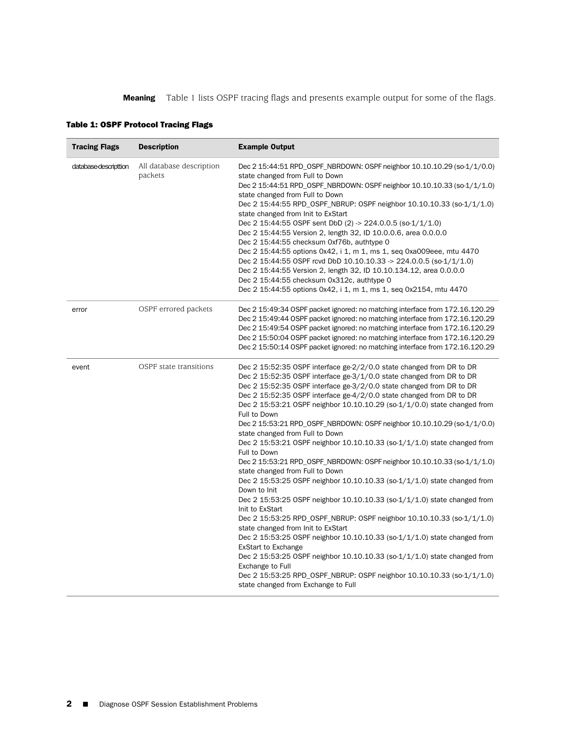**Meaning** Table 1 lists OSPF tracing flags and presents example output for some of the flags.

**Table 1: OSPF Protocol Tracing Flags**

| Tracing Flags | Description | Example Output |
| --- | --- | --- |
| database-description | All database description packets | Dec 2 15:44:51 RPD_OSPF_NBRDOWN: OSPF neighbor 10.10.10.29 (so-1/1/0.0) state changed from Full to Down<br>Dec 2 15:44:51 RPD_OSPF_NBRDOWN: OSPF neighbor 10.10.10.33 (so-1/1/1.0) state changed from Full to Down<br>Dec 2 15:44:55 RPD_OSPF_NBRUP: OSPF neighbor 10.10.10.33 (so-1/1/1.0) state changed from Init to ExStart<br>Dec 2 15:44:55 OSPF sent DbD (2) -> 224.0.0.5 (so-1/1/1.0)<br>Dec 2 15:44:55 Version 2, length 32, ID 10.0.0.6, area 0.0.0.0<br>Dec 2 15:44:55 checksum 0xf76b, authtype 0<br>Dec 2 15:44:55 options 0x42, i 1, m 1, ms 1, seq 0xa009eee, mtu 4470<br>Dec 2 15:44:55 OSPF rcvd DbD 10.10.10.33 -> 224.0.0.5 (so-1/1/1.0)<br>Dec 2 15:44:55 Version 2, length 32, ID 10.10.134.12, area 0.0.0.0<br>Dec 2 15:44:55 checksum 0x312c, authtype 0<br>Dec 2 15:44:55 options 0x42, i 1, m 1, ms 1, seq 0x2154, mtu 4470 |
| error | OSPF errored packets | Dec 2 15:49:34 OSPF packet ignored: no matching interface from 172.16.120.29<br>Dec 2 15:49:44 OSPF packet ignored: no matching interface from 172.16.120.29<br>Dec 2 15:49:54 OSPF packet ignored: no matching interface from 172.16.120.29<br>Dec 2 15:50:04 OSPF packet ignored: no matching interface from 172.16.120.29<br>Dec 2 15:50:14 OSPF packet ignored: no matching interface from 172.16.120.29 |
| event | OSPF state transitions | Dec 2 15:52:35 OSPF interface ge-2/2/0.0 state changed from DR to DR<br>Dec 2 15:52:35 OSPF interface ge-3/1/0.0 state changed from DR to DR<br>Dec 2 15:52:35 OSPF interface ge-3/2/0.0 state changed from DR to DR<br>Dec 2 15:52:35 OSPF interface ge-4/2/0.0 state changed from DR to DR<br>Dec 2 15:53:21 OSPF neighbor 10.10.10.29 (so-1/1/0.0) state changed from Full to Down<br>Dec 2 15:53:21 RPD_OSPF_NBRDOWN: OSPF neighbor 10.10.10.29 (so-1/1/0.0) state changed from Full to Down<br>Dec 2 15:53:21 OSPF neighbor 10.10.10.33 (so-1/1/1.0) state changed from Full to Down<br>Dec 2 15:53:21 RPD_OSPF_NBRDOWN: OSPF neighbor 10.10.10.33 (so-1/1/1.0) state changed from Full to Down<br>Dec 2 15:53:25 OSPF neighbor 10.10.10.33 (so-1/1/1.0) state changed from Down to Init<br>Dec 2 15:53:25 OSPF neighbor 10.10.10.33 (so-1/1/1.0) state changed from Init to ExStart<br>Dec 2 15:53:25 RPD_OSPF_NBRUP: OSPF neighbor 10.10.10.33 (so-1/1/1.0) state changed from Init to ExStart<br>Dec 2 15:53:25 OSPF neighbor 10.10.10.33 (so-1/1/1.0) state changed from ExStart to Exchange<br>Dec 2 15:53:25 OSPF neighbor 10.10.10.33 (so-1/1/1.0) state changed from Exchange to Full<br>Dec 2 15:53:25 RPD_OSPF_NBRUP: OSPF neighbor 10.10.10.33 (so-1/1/1.0) state changed from Exchange to Full |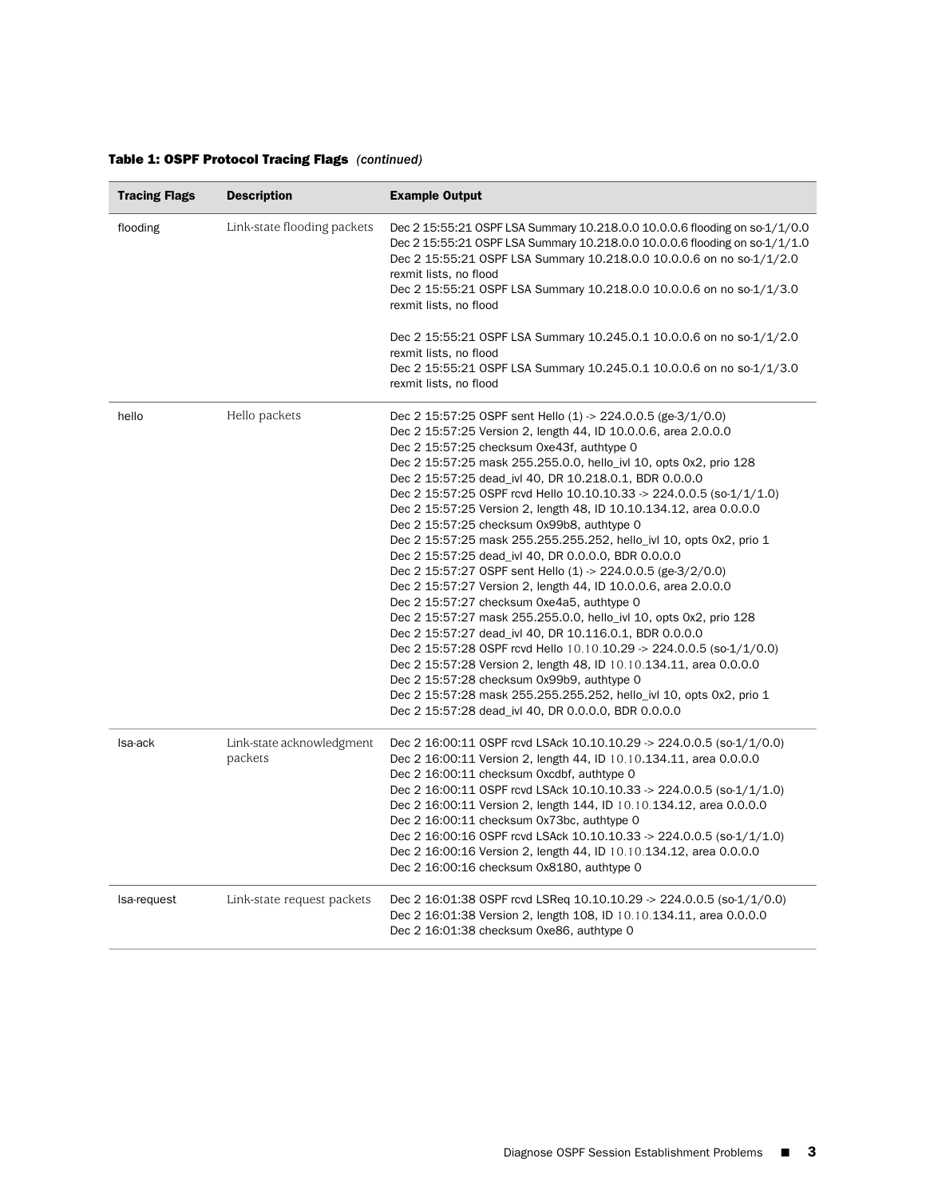**Table 1: OSPF Protocol Tracing Flags** *(continued)*

| Tracing Flags | Description | Example Output |
| --- | --- | --- |
| flooding | Link-state flooding packets | Dec 2 15:55:21 OSPF LSA Summary 10.218.0.0 10.0.0.6 flooding on so-1/1/0.0<br>Dec 2 15:55:21 OSPF LSA Summary 10.218.0.0 10.0.0.6 flooding on so-1/1/1.0<br>Dec 2 15:55:21 OSPF LSA Summary 10.218.0.0 10.0.0.6 on no so-1/1/2.0 rexmit lists, no flood<br>Dec 2 15:55:21 OSPF LSA Summary 10.218.0.0 10.0.0.6 on no so-1/1/3.0 rexmit lists, no flood<br><br>Dec 2 15:55:21 OSPF LSA Summary 10.245.0.1 10.0.0.6 on no so-1/1/2.0 rexmit lists, no flood<br>Dec 2 15:55:21 OSPF LSA Summary 10.245.0.1 10.0.0.6 on no so-1/1/3.0 rexmit lists, no flood |
| hello | Hello packets | Dec 2 15:57:25 OSPF sent Hello (1) -> 224.0.0.5 (ge-3/1/0.0)<br>Dec 2 15:57:25 Version 2, length 44, ID 10.0.0.6, area 2.0.0.0<br>Dec 2 15:57:25 checksum 0xe43f, authtype 0<br>Dec 2 15:57:25 mask 255.255.0.0, hello_ivl 10, opts 0x2, prio 128<br>Dec 2 15:57:25 dead_ivl 40, DR 10.218.0.1, BDR 0.0.0.0<br>Dec 2 15:57:25 OSPF rcvd Hello 10.10.10.33 -> 224.0.0.5 (so-1/1/1.0)<br>Dec 2 15:57:25 Version 2, length 48, ID 10.10.134.12, area 0.0.0.0<br>Dec 2 15:57:25 checksum 0x99b8, authtype 0<br>Dec 2 15:57:25 mask 255.255.255.252, hello_ivl 10, opts 0x2, prio 1<br>Dec 2 15:57:25 dead_ivl 40, DR 0.0.0.0, BDR 0.0.0.0<br>Dec 2 15:57:27 OSPF sent Hello (1) -> 224.0.0.5 (ge-3/2/0.0)<br>Dec 2 15:57:27 Version 2, length 44, ID 10.0.0.6, area 2.0.0.0<br>Dec 2 15:57:27 checksum 0xe4a5, authtype 0<br>Dec 2 15:57:27 mask 255.255.0.0, hello_ivl 10, opts 0x2, prio 128<br>Dec 2 15:57:27 dead_ivl 40, DR 10.116.0.1, BDR 0.0.0.0<br>Dec 2 15:57:28 OSPF rcvd Hello 10.10.10.29 -> 224.0.0.5 (so-1/1/0.0)<br>Dec 2 15:57:28 Version 2, length 48, ID 10.10.134.11, area 0.0.0.0<br>Dec 2 15:57:28 checksum 0x99b9, authtype 0<br>Dec 2 15:57:28 mask 255.255.255.252, hello_ivl 10, opts 0x2, prio 1<br>Dec 2 15:57:28 dead_ivl 40, DR 0.0.0.0, BDR 0.0.0.0 |
| lsa-ack | Link-state acknowledgment packets | Dec 2 16:00:11 OSPF rcvd LSAck 10.10.10.29 -> 224.0.0.5 (so-1/1/0.0)<br>Dec 2 16:00:11 Version 2, length 44, ID 10.10.134.11, area 0.0.0.0<br>Dec 2 16:00:11 checksum 0xcdbf, authtype 0<br>Dec 2 16:00:11 OSPF rcvd LSAck 10.10.10.33 -> 224.0.0.5 (so-1/1/1.0)<br>Dec 2 16:00:11 Version 2, length 144, ID 10.10.134.12, area 0.0.0.0<br>Dec 2 16:00:11 checksum 0x73bc, authtype 0<br>Dec 2 16:00:16 OSPF rcvd LSAck 10.10.10.33 -> 224.0.0.5 (so-1/1/1.0)<br>Dec 2 16:00:16 Version 2, length 44, ID 10.10.134.12, area 0.0.0.0<br>Dec 2 16:00:16 checksum 0x8180, authtype 0 |
| lsa-request | Link-state request packets | Dec 2 16:01:38 OSPF rcvd LSReq 10.10.10.29 -> 224.0.0.5 (so-1/1/0.0)<br>Dec 2 16:01:38 Version 2, length 108, ID 10.10.134.11, area 0.0.0.0<br>Dec 2 16:01:38 checksum 0xe86, authtype 0 |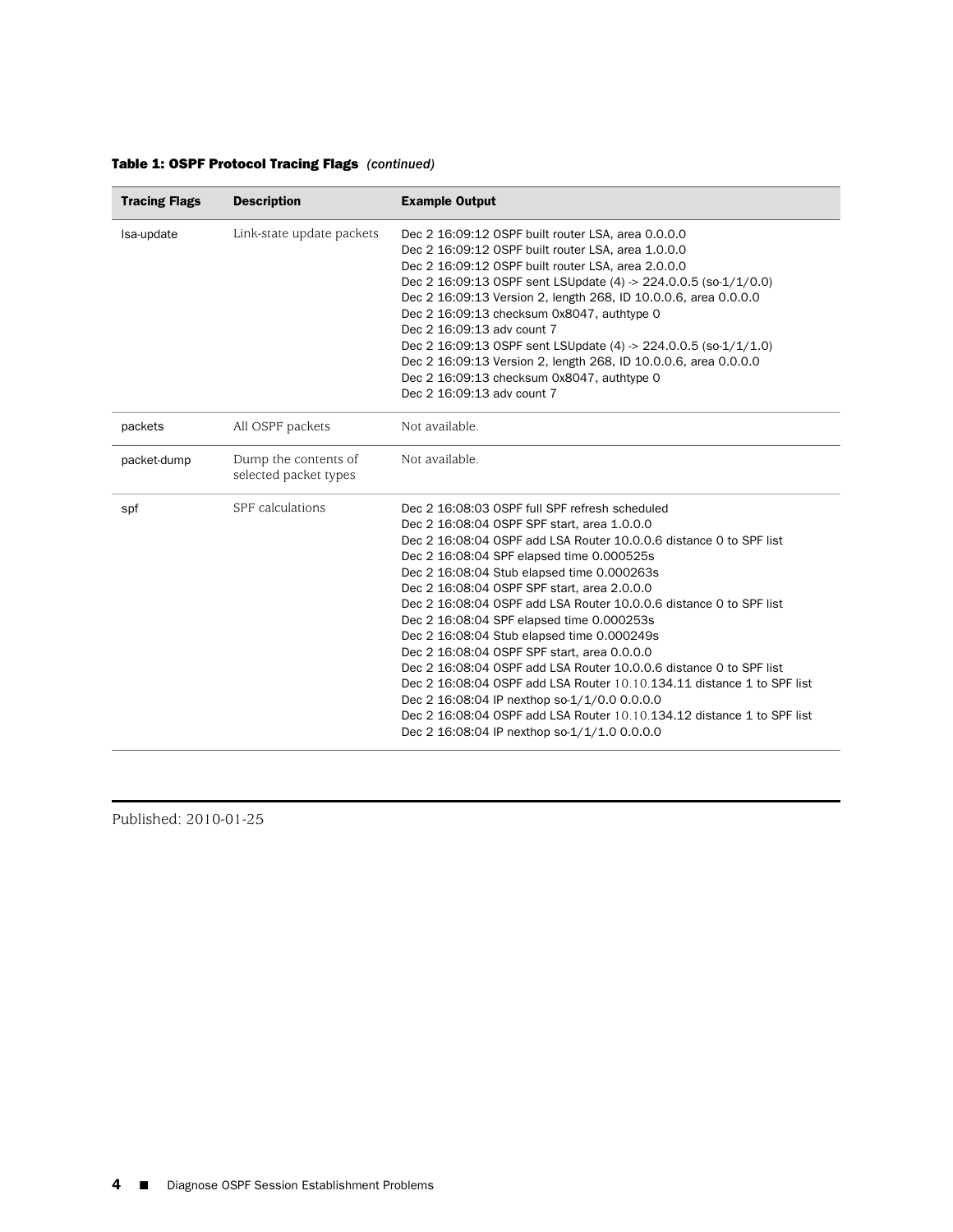**Table 1: OSPF Protocol Tracing Flags** *(continued)*

| Tracing Flags | Description | Example Output |
|---|---|---|
| lsa-update | Link-state update packets | Dec 2 16:09:12 OSPF built router LSA, area 0.0.0.0<br>Dec 2 16:09:12 OSPF built router LSA, area 1.0.0.0<br>Dec 2 16:09:12 OSPF built router LSA, area 2.0.0.0<br>Dec 2 16:09:13 OSPF sent LSUpdate (4) -> 224.0.0.5 (so-1/1/0.0)<br>Dec 2 16:09:13 Version 2, length 268, ID 10.0.0.6, area 0.0.0.0<br>Dec 2 16:09:13 checksum 0x8047, authtype 0<br>Dec 2 16:09:13 adv count 7<br>Dec 2 16:09:13 OSPF sent LSUpdate (4) -> 224.0.0.5 (so-1/1/1.0)<br>Dec 2 16:09:13 Version 2, length 268, ID 10.0.0.6, area 0.0.0.0<br>Dec 2 16:09:13 checksum 0x8047, authtype 0<br>Dec 2 16:09:13 adv count 7 |
| packets | All OSPF packets | Not available. |
| packet-dump | Dump the contents of selected packet types | Not available. |
| spf | SPF calculations | Dec 2 16:08:03 OSPF full SPF refresh scheduled<br>Dec 2 16:08:04 OSPF SPF start, area 1.0.0.0<br>Dec 2 16:08:04 OSPF add LSA Router 10.0.0.6 distance 0 to SPF list<br>Dec 2 16:08:04 SPF elapsed time 0.000525s<br>Dec 2 16:08:04 Stub elapsed time 0.000263s<br>Dec 2 16:08:04 OSPF SPF start, area 2.0.0.0<br>Dec 2 16:08:04 OSPF add LSA Router 10.0.0.6 distance 0 to SPF list<br>Dec 2 16:08:04 SPF elapsed time 0.000253s<br>Dec 2 16:08:04 Stub elapsed time 0.000249s<br>Dec 2 16:08:04 OSPF SPF start, area 0.0.0.0<br>Dec 2 16:08:04 OSPF add LSA Router 10.0.0.6 distance 0 to SPF list<br>Dec 2 16:08:04 OSPF add LSA Router 10.10.134.11 distance 1 to SPF list<br>Dec 2 16:08:04 IP nexthop so-1/1/0.0 0.0.0.0<br>Dec 2 16:08:04 OSPF add LSA Router 10.10.134.12 distance 1 to SPF list<br>Dec 2 16:08:04 IP nexthop so-1/1/1.0 0.0.0.0 |

Published: 2010-01-25